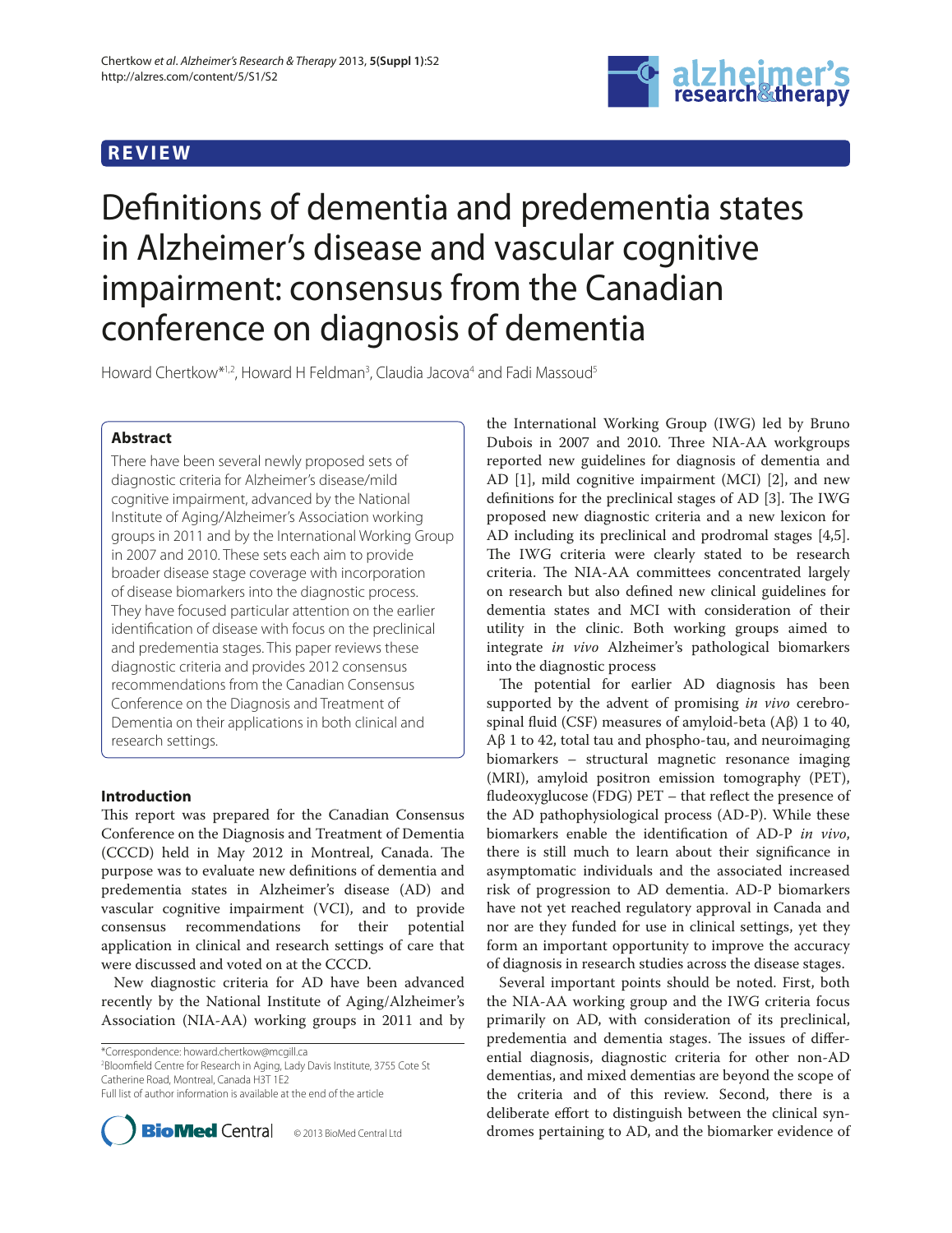**REVIEW**

# Definitions of dementia and predementia states in Alzheimer's disease and vascular cognitive impairment: consensus from the Canadian conference on diagnosis of dementia

Howard Chertkow*[1,2], Howard H Feldman[3], Claudia Jacova[4] and Fadi Massoud[5]

## Abstract

There have been several newly proposed sets of diagnostic criteria for Alzheimer's disease/mild cognitive impairment, advanced by the National Institute of Aging/Alzheimer's Association working groups in 2011 and by the International Working Group in 2007 and 2010. These sets each aim to provide broader disease stage coverage with incorporation of disease biomarkers into the diagnostic process. They have focused particular attention on the earlier identification of disease with focus on the preclinical and predementia stages. This paper reviews these diagnostic criteria and provides 2012 consensus recommendations from the Canadian Consensus Conference on the Diagnosis and Treatment of Dementia on their applications in both clinical and research settings.

## Introduction

This report was prepared for the Canadian Consensus Conference on the Diagnosis and Treatment of Dementia (CCCD) held in May 2012 in Montreal, Canada. The purpose was to evaluate new definitions of dementia and predementia states in Alzheimer's disease (AD) and vascular cognitive impairment (VCI), and to provide consensus recommendations for their potential application in clinical and research settings of care that were discussed and voted on at the CCCD.

New diagnostic criteria for AD have been advanced recently by the National Institute of Aging/Alzheimer's Association (NIA-AA) working groups in 2011 and by the International Working Group (IWG) led by Bruno Dubois in 2007 and 2010. Three NIA-AA workgroups reported new guidelines for diagnosis of dementia and AD [1], mild cognitive impairment (MCI) [2], and new definitions for the preclinical stages of AD [3]. The IWG proposed new diagnostic criteria and a new lexicon for AD including its preclinical and prodromal stages [4,5]. The IWG criteria were clearly stated to be research criteria. The NIA-AA committees concentrated largely on research but also defined new clinical guidelines for dementia states and MCI with consideration of their utility in the clinic. Both working groups aimed to integrate *in vivo* Alzheimer's pathological biomarkers into the diagnostic process

The potential for earlier AD diagnosis has been supported by the advent of promising *in vivo* cerebrospinal fluid (CSF) measures of amyloid-beta (Aβ) 1 to 40, Aβ 1 to 42, total tau and phospho-tau, and neuroimaging biomarkers – structural magnetic resonance imaging (MRI), amyloid positron emission tomography (PET), fludeoxyglucose (FDG) PET – that reflect the presence of the AD pathophysiological process (AD-P). While these biomarkers enable the identification of AD-P *in vivo*, there is still much to learn about their significance in asymptomatic individuals and the associated increased risk of progression to AD dementia. AD-P biomarkers have not yet reached regulatory approval in Canada and nor are they funded for use in clinical settings, yet they form an important opportunity to improve the accuracy of diagnosis in research studies across the disease stages.

Several important points should be noted. First, both the NIA-AA working group and the IWG criteria focus primarily on AD, with consideration of its preclinical, predementia and dementia stages. The issues of differential diagnosis, diagnostic criteria for other non-AD dementias, and mixed dementias are beyond the scope of the criteria and of this review. Second, there is a deliberate effort to distinguish between the clinical syndromes pertaining to AD, and the biomarker evidence of

*Correspondence: howard.chertkow@mcgill.ca
[2]Bloomfield Centre for Research in Aging, Lady Davis Institute, 3755 Cote St Catherine Road, Montreal, Canada H3T 1E2
Full list of author information is available at the end of the article

© 2013 BioMed Central Ltd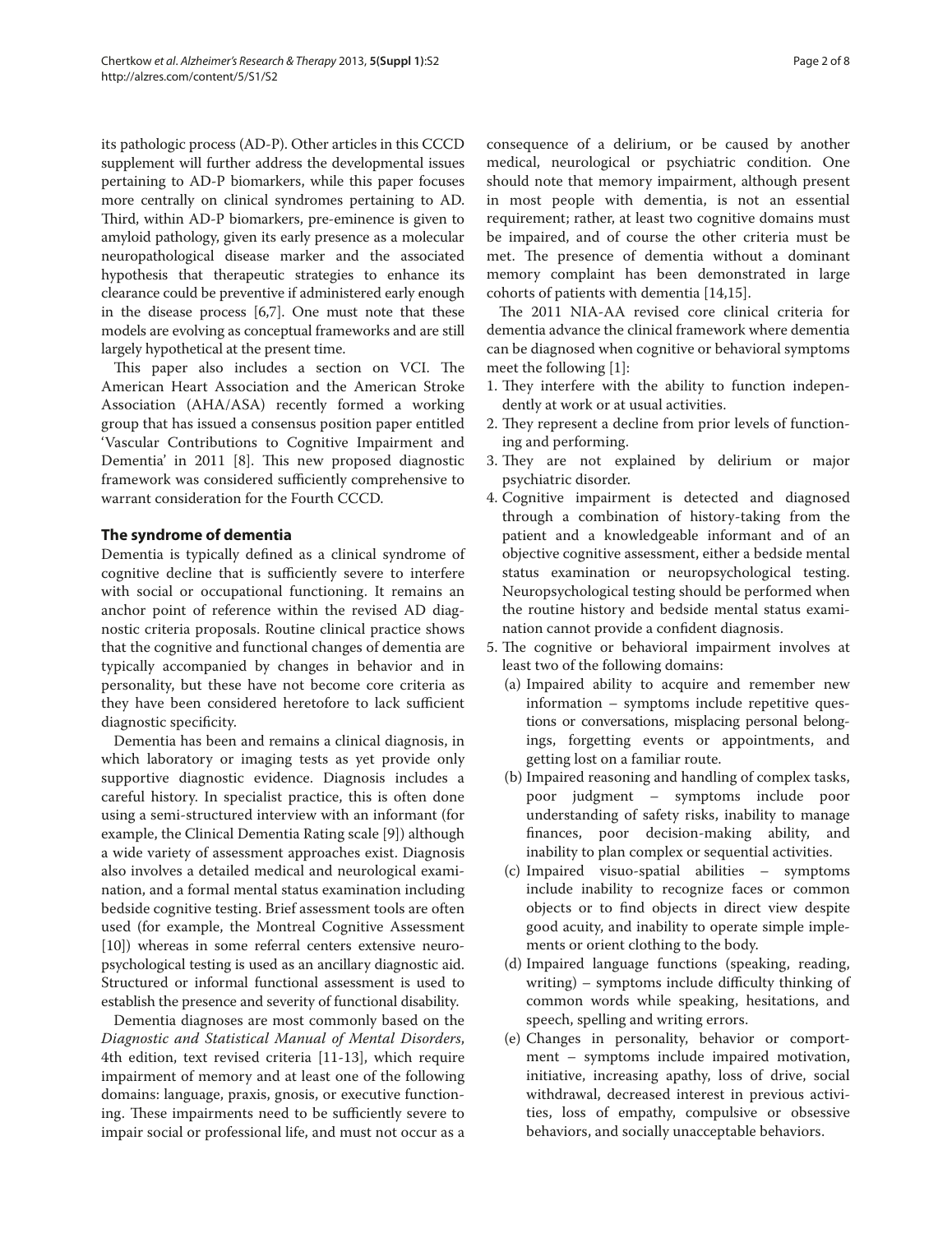its pathologic process (AD-P). Other articles in this CCCD supplement will further address the developmental issues pertaining to AD-P biomarkers, while this paper focuses more centrally on clinical syndromes pertaining to AD. Third, within AD-P biomarkers, pre-eminence is given to amyloid pathology, given its early presence as a molecular neuropathological disease marker and the associated hypothesis that therapeutic strategies to enhance its clearance could be preventive if administered early enough in the disease process [6,7]. One must note that these models are evolving as conceptual frameworks and are still largely hypothetical at the present time.

This paper also includes a section on VCI. The American Heart Association and the American Stroke Association (AHA/ASA) recently formed a working group that has issued a consensus position paper entitled 'Vascular Contributions to Cognitive Impairment and Dementia' in 2011 [8]. This new proposed diagnostic framework was considered sufficiently comprehensive to warrant consideration for the Fourth CCCD.

## The syndrome of dementia

Dementia is typically defined as a clinical syndrome of cognitive decline that is sufficiently severe to interfere with social or occupational functioning. It remains an anchor point of reference within the revised AD diagnostic criteria proposals. Routine clinical practice shows that the cognitive and functional changes of dementia are typically accompanied by changes in behavior and in personality, but these have not become core criteria as they have been considered heretofore to lack sufficient diagnostic specificity.

Dementia has been and remains a clinical diagnosis, in which laboratory or imaging tests as yet provide only supportive diagnostic evidence. Diagnosis includes a careful history. In specialist practice, this is often done using a semi-structured interview with an informant (for example, the Clinical Dementia Rating scale [9]) although a wide variety of assessment approaches exist. Diagnosis also involves a detailed medical and neurological examination, and a formal mental status examination including bedside cognitive testing. Brief assessment tools are often used (for example, the Montreal Cognitive Assessment [10]) whereas in some referral centers extensive neuropsychological testing is used as an ancillary diagnostic aid. Structured or informal functional assessment is used to establish the presence and severity of functional disability.

Dementia diagnoses are most commonly based on the *Diagnostic and Statistical Manual of Mental Disorders*, 4th edition, text revised criteria [11-13], which require impairment of memory and at least one of the following domains: language, praxis, gnosis, or executive functioning. These impairments need to be sufficiently severe to impair social or professional life, and must not occur as a consequence of a delirium, or be caused by another medical, neurological or psychiatric condition. One should note that memory impairment, although present in most people with dementia, is not an essential requirement; rather, at least two cognitive domains must be impaired, and of course the other criteria must be met. The presence of dementia without a dominant memory complaint has been demonstrated in large cohorts of patients with dementia [14,15].

The 2011 NIA-AA revised core clinical criteria for dementia advance the clinical framework where dementia can be diagnosed when cognitive or behavioral symptoms meet the following [1]:

1. They interfere with the ability to function independently at work or at usual activities.
2. They represent a decline from prior levels of functioning and performing.
3. They are not explained by delirium or major psychiatric disorder.
4. Cognitive impairment is detected and diagnosed through a combination of history-taking from the patient and a knowledgeable informant and of an objective cognitive assessment, either a bedside mental status examination or neuropsychological testing. Neuropsychological testing should be performed when the routine history and bedside mental status examination cannot provide a confident diagnosis.
5. The cognitive or behavioral impairment involves at least two of the following domains:
   (a) Impaired ability to acquire and remember new information – symptoms include repetitive questions or conversations, misplacing personal belongings, forgetting events or appointments, and getting lost on a familiar route.
   (b) Impaired reasoning and handling of complex tasks, poor judgment – symptoms include poor understanding of safety risks, inability to manage finances, poor decision-making ability, and inability to plan complex or sequential activities.
   (c) Impaired visuo-spatial abilities – symptoms include inability to recognize faces or common objects or to find objects in direct view despite good acuity, and inability to operate simple implements or orient clothing to the body.
   (d) Impaired language functions (speaking, reading, writing) – symptoms include difficulty thinking of common words while speaking, hesitations, and speech, spelling and writing errors.
   (e) Changes in personality, behavior or comportment – symptoms include impaired motivation, initiative, increasing apathy, loss of drive, social withdrawal, decreased interest in previous activities, loss of empathy, compulsive or obsessive behaviors, and socially unacceptable behaviors.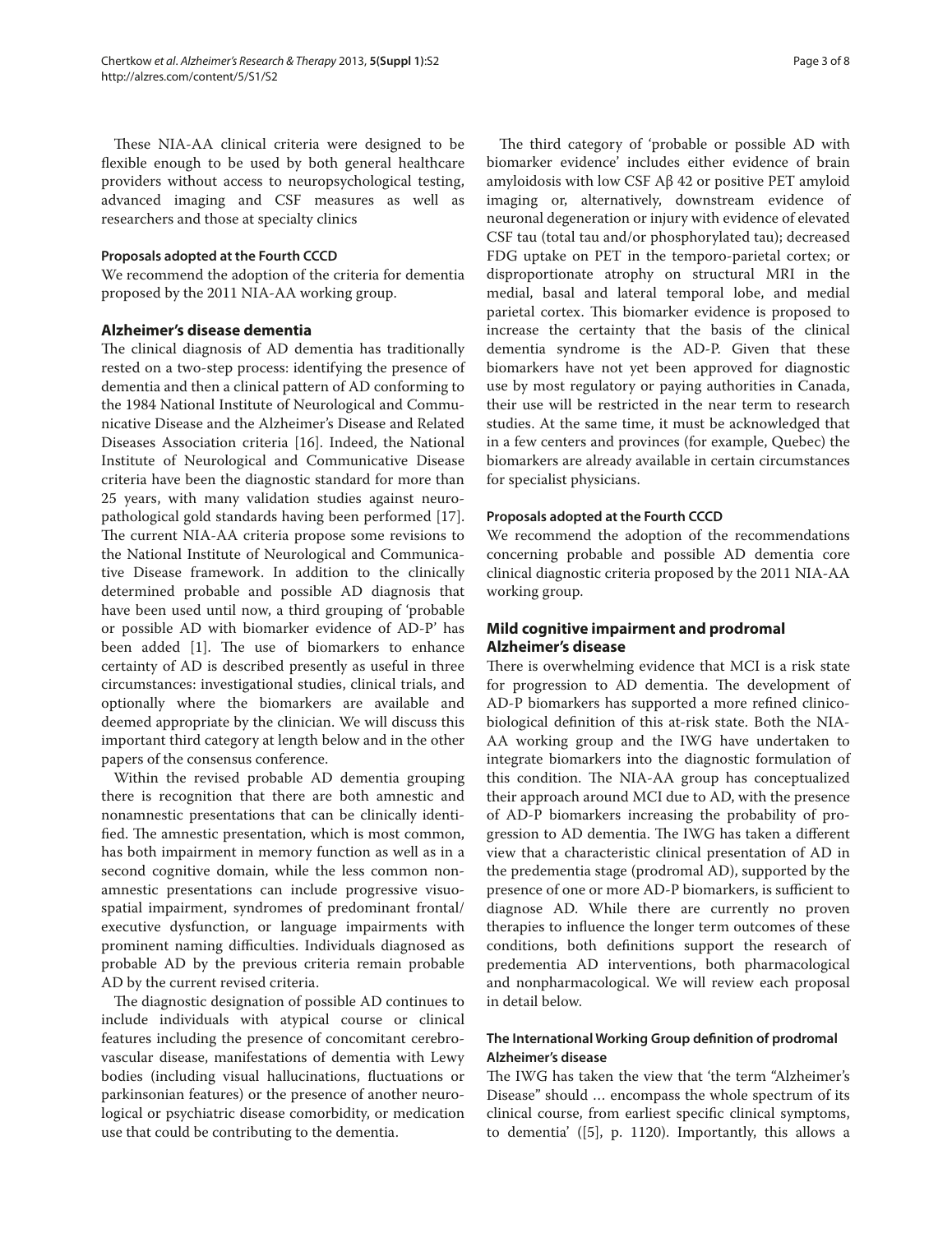These NIA-AA clinical criteria were designed to be flexible enough to be used by both general healthcare providers without access to neuropsychological testing, advanced imaging and CSF measures as well as researchers and those at specialty clinics

#### Proposals adopted at the Fourth CCCD

We recommend the adoption of the criteria for dementia proposed by the 2011 NIA-AA working group.

### Alzheimer's disease dementia

The clinical diagnosis of AD dementia has traditionally rested on a two-step process: identifying the presence of dementia and then a clinical pattern of AD conforming to the 1984 National Institute of Neurological and Communicative Disease and the Alzheimer's Disease and Related Diseases Association criteria [16]. Indeed, the National Institute of Neurological and Communicative Disease criteria have been the diagnostic standard for more than 25 years, with many validation studies against neuropathological gold standards having been performed [17]. The current NIA-AA criteria propose some revisions to the National Institute of Neurological and Communicative Disease framework. In addition to the clinically determined probable and possible AD diagnosis that have been used until now, a third grouping of 'probable or possible AD with biomarker evidence of AD-P' has been added [1]. The use of biomarkers to enhance certainty of AD is described presently as useful in three circumstances: investigational studies, clinical trials, and optionally where the biomarkers are available and deemed appropriate by the clinician. We will discuss this important third category at length below and in the other papers of the consensus conference.

Within the revised probable AD dementia grouping there is recognition that there are both amnestic and nonamnestic presentations that can be clinically identified. The amnestic presentation, which is most common, has both impairment in memory function as well as in a second cognitive domain, while the less common nonamnestic presentations can include progressive visuospatial impairment, syndromes of predominant frontal/executive dysfunction, or language impairments with prominent naming difficulties. Individuals diagnosed as probable AD by the previous criteria remain probable AD by the current revised criteria.

The diagnostic designation of possible AD continues to include individuals with atypical course or clinical features including the presence of concomitant cerebrovascular disease, manifestations of dementia with Lewy bodies (including visual hallucinations, fluctuations or parkinsonian features) or the presence of another neurological or psychiatric disease comorbidity, or medication use that could be contributing to the dementia.

The third category of 'probable or possible AD with biomarker evidence' includes either evidence of brain amyloidosis with low CSF Aβ 42 or positive PET amyloid imaging or, alternatively, downstream evidence of neuronal degeneration or injury with evidence of elevated CSF tau (total tau and/or phosphorylated tau); decreased FDG uptake on PET in the temporo-parietal cortex; or disproportionate atrophy on structural MRI in the medial, basal and lateral temporal lobe, and medial parietal cortex. This biomarker evidence is proposed to increase the certainty that the basis of the clinical dementia syndrome is the AD-P. Given that these biomarkers have not yet been approved for diagnostic use by most regulatory or paying authorities in Canada, their use will be restricted in the near term to research studies. At the same time, it must be acknowledged that in a few centers and provinces (for example, Quebec) the biomarkers are already available in certain circumstances for specialist physicians.

#### Proposals adopted at the Fourth CCCD

We recommend the adoption of the recommendations concerning probable and possible AD dementia core clinical diagnostic criteria proposed by the 2011 NIA-AA working group.

### Mild cognitive impairment and prodromal Alzheimer's disease

There is overwhelming evidence that MCI is a risk state for progression to AD dementia. The development of AD-P biomarkers has supported a more refined clinicobiological definition of this at-risk state. Both the NIA-AA working group and the IWG have undertaken to integrate biomarkers into the diagnostic formulation of this condition. The NIA-AA group has conceptualized their approach around MCI due to AD, with the presence of AD-P biomarkers increasing the probability of progression to AD dementia. The IWG has taken a different view that a characteristic clinical presentation of AD in the predementia stage (prodromal AD), supported by the presence of one or more AD-P biomarkers, is sufficient to diagnose AD. While there are currently no proven therapies to influence the longer term outcomes of these conditions, both definitions support the research of predementia AD interventions, both pharmacological and nonpharmacological. We will review each proposal in detail below.

#### The International Working Group definition of prodromal Alzheimer's disease

The IWG has taken the view that 'the term "Alzheimer's Disease" should … encompass the whole spectrum of its clinical course, from earliest specific clinical symptoms, to dementia' ([5], p. 1120). Importantly, this allows a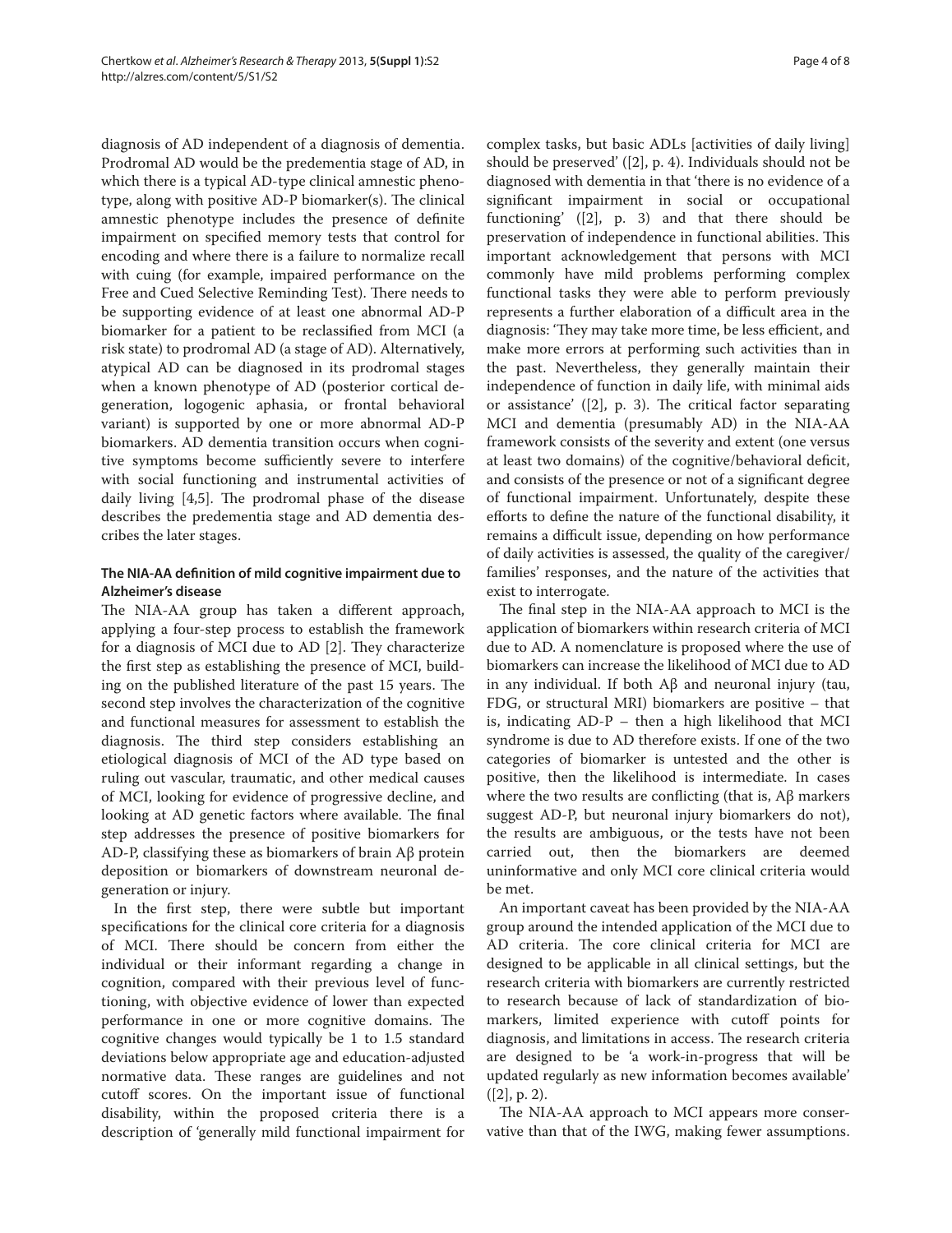diagnosis of AD independent of a diagnosis of dementia. Prodromal AD would be the predementia stage of AD, in which there is a typical AD-type clinical amnestic phenotype, along with positive AD-P biomarker(s). The clinical amnestic phenotype includes the presence of definite impairment on specified memory tests that control for encoding and where there is a failure to normalize recall with cuing (for example, impaired performance on the Free and Cued Selective Reminding Test). There needs to be supporting evidence of at least one abnormal AD-P biomarker for a patient to be reclassified from MCI (a risk state) to prodromal AD (a stage of AD). Alternatively, atypical AD can be diagnosed in its prodromal stages when a known phenotype of AD (posterior cortical degeneration, logogenic aphasia, or frontal behavioral variant) is supported by one or more abnormal AD-P biomarkers. AD dementia transition occurs when cognitive symptoms become sufficiently severe to interfere with social functioning and instrumental activities of daily living [4,5]. The prodromal phase of the disease describes the predementia stage and AD dementia describes the later stages.

### The NIA-AA definition of mild cognitive impairment due to Alzheimer's disease

The NIA-AA group has taken a different approach, applying a four-step process to establish the framework for a diagnosis of MCI due to AD [2]. They characterize the first step as establishing the presence of MCI, building on the published literature of the past 15 years. The second step involves the characterization of the cognitive and functional measures for assessment to establish the diagnosis. The third step considers establishing an etiological diagnosis of MCI of the AD type based on ruling out vascular, traumatic, and other medical causes of MCI, looking for evidence of progressive decline, and looking at AD genetic factors where available. The final step addresses the presence of positive biomarkers for AD-P, classifying these as biomarkers of brain Aβ protein deposition or biomarkers of downstream neuronal degeneration or injury.

In the first step, there were subtle but important specifications for the clinical core criteria for a diagnosis of MCI. There should be concern from either the individual or their informant regarding a change in cognition, compared with their previous level of functioning, with objective evidence of lower than expected performance in one or more cognitive domains. The cognitive changes would typically be 1 to 1.5 standard deviations below appropriate age and education-adjusted normative data. These ranges are guidelines and not cutoff scores. On the important issue of functional disability, within the proposed criteria there is a description of 'generally mild functional impairment for complex tasks, but basic ADLs [activities of daily living] should be preserved' ([2], p. 4). Individuals should not be diagnosed with dementia in that 'there is no evidence of a significant impairment in social or occupational functioning' ([2], p. 3) and that there should be preservation of independence in functional abilities. This important acknowledgement that persons with MCI commonly have mild problems performing complex functional tasks they were able to perform previously represents a further elaboration of a difficult area in the diagnosis: 'They may take more time, be less efficient, and make more errors at performing such activities than in the past. Nevertheless, they generally maintain their independence of function in daily life, with minimal aids or assistance' ([2], p. 3). The critical factor separating MCI and dementia (presumably AD) in the NIA-AA framework consists of the severity and extent (one versus at least two domains) of the cognitive/behavioral deficit, and consists of the presence or not of a significant degree of functional impairment. Unfortunately, despite these efforts to define the nature of the functional disability, it remains a difficult issue, depending on how performance of daily activities is assessed, the quality of the caregiver/families' responses, and the nature of the activities that exist to interrogate.

The final step in the NIA-AA approach to MCI is the application of biomarkers within research criteria of MCI due to AD. A nomenclature is proposed where the use of biomarkers can increase the likelihood of MCI due to AD in any individual. If both Aβ and neuronal injury (tau, FDG, or structural MRI) biomarkers are positive – that is, indicating AD-P – then a high likelihood that MCI syndrome is due to AD therefore exists. If one of the two categories of biomarker is untested and the other is positive, then the likelihood is intermediate. In cases where the two results are conflicting (that is, Aβ markers suggest AD-P, but neuronal injury biomarkers do not), the results are ambiguous, or the tests have not been carried out, then the biomarkers are deemed uninformative and only MCI core clinical criteria would be met.

An important caveat has been provided by the NIA-AA group around the intended application of the MCI due to AD criteria. The core clinical criteria for MCI are designed to be applicable in all clinical settings, but the research criteria with biomarkers are currently restricted to research because of lack of standardization of biomarkers, limited experience with cutoff points for diagnosis, and limitations in access. The research criteria are designed to be 'a work-in-progress that will be updated regularly as new information becomes available' ([2], p. 2).

The NIA-AA approach to MCI appears more conservative than that of the IWG, making fewer assumptions.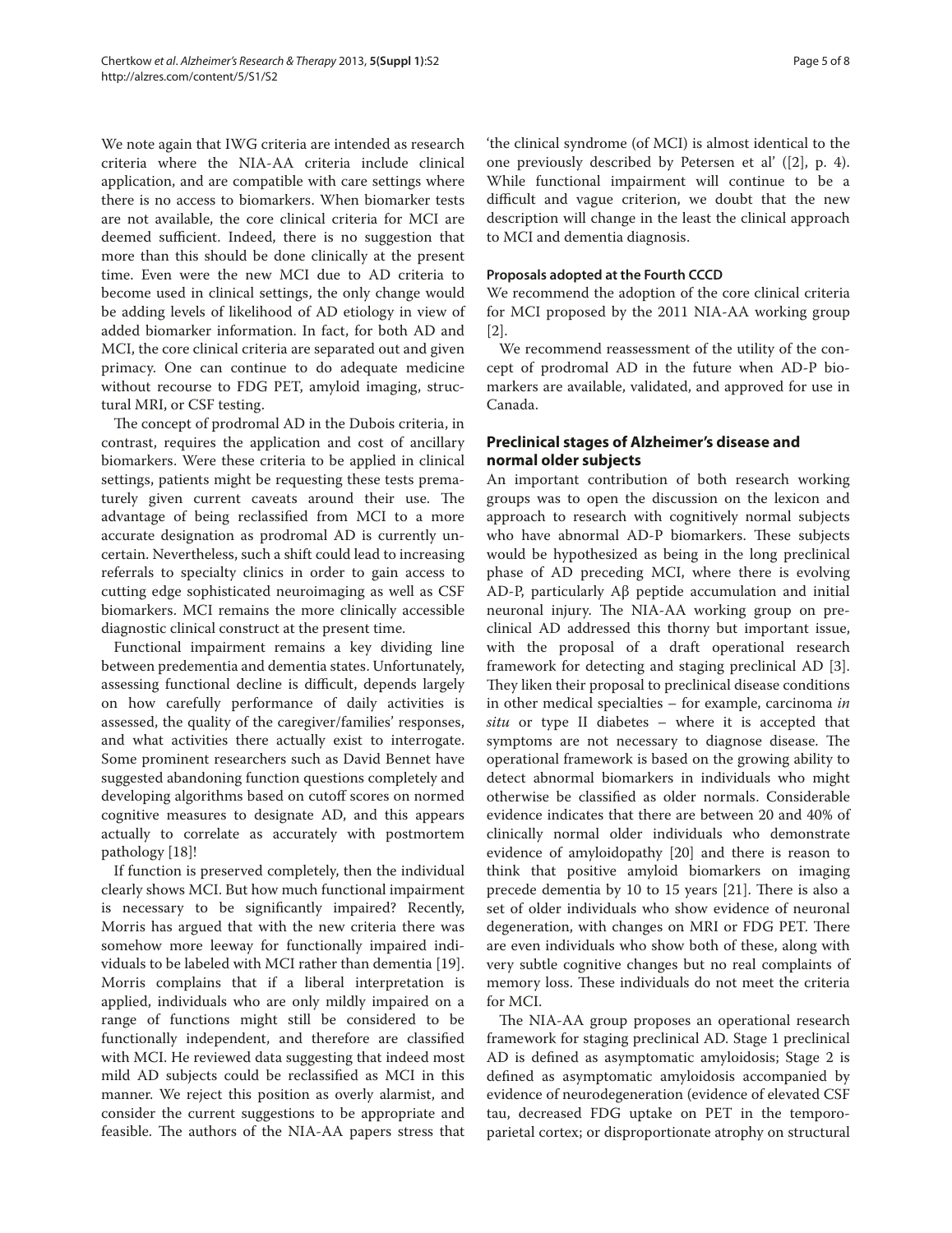We note again that IWG criteria are intended as research criteria where the NIA-AA criteria include clinical application, and are compatible with care settings where there is no access to biomarkers. When biomarker tests are not available, the core clinical criteria for MCI are deemed sufficient. Indeed, there is no suggestion that more than this should be done clinically at the present time. Even were the new MCI due to AD criteria to become used in clinical settings, the only change would be adding levels of likelihood of AD etiology in view of added biomarker information. In fact, for both AD and MCI, the core clinical criteria are separated out and given primacy. One can continue to do adequate medicine without recourse to FDG PET, amyloid imaging, structural MRI, or CSF testing.

The concept of prodromal AD in the Dubois criteria, in contrast, requires the application and cost of ancillary biomarkers. Were these criteria to be applied in clinical settings, patients might be requesting these tests prematurely given current caveats around their use. The advantage of being reclassified from MCI to a more accurate designation as prodromal AD is currently uncertain. Nevertheless, such a shift could lead to increasing referrals to specialty clinics in order to gain access to cutting edge sophisticated neuroimaging as well as CSF biomarkers. MCI remains the more clinically accessible diagnostic clinical construct at the present time.

Functional impairment remains a key dividing line between predementia and dementia states. Unfortunately, assessing functional decline is difficult, depends largely on how carefully performance of daily activities is assessed, the quality of the caregiver/families' responses, and what activities there actually exist to interrogate. Some prominent researchers such as David Bennet have suggested abandoning function questions completely and developing algorithms based on cutoff scores on normed cognitive measures to designate AD, and this appears actually to correlate as accurately with postmortem pathology [18]!

If function is preserved completely, then the individual clearly shows MCI. But how much functional impairment is necessary to be significantly impaired? Recently, Morris has argued that with the new criteria there was somehow more leeway for functionally impaired individuals to be labeled with MCI rather than dementia [19]. Morris complains that if a liberal interpretation is applied, individuals who are only mildly impaired on a range of functions might still be considered to be functionally independent, and therefore are classified with MCI. He reviewed data suggesting that indeed most mild AD subjects could be reclassified as MCI in this manner. We reject this position as overly alarmist, and consider the current suggestions to be appropriate and feasible. The authors of the NIA-AA papers stress that 'the clinical syndrome (of MCI) is almost identical to the one previously described by Petersen et al' ([2], p. 4). While functional impairment will continue to be a difficult and vague criterion, we doubt that the new description will change in the least the clinical approach to MCI and dementia diagnosis.

#### Proposals adopted at the Fourth CCCD

We recommend the adoption of the core clinical criteria for MCI proposed by the 2011 NIA-AA working group [2].

We recommend reassessment of the utility of the concept of prodromal AD in the future when AD-P biomarkers are available, validated, and approved for use in Canada.

### Preclinical stages of Alzheimer's disease and normal older subjects

An important contribution of both research working groups was to open the discussion on the lexicon and approach to research with cognitively normal subjects who have abnormal AD-P biomarkers. These subjects would be hypothesized as being in the long preclinical phase of AD preceding MCI, where there is evolving AD-P, particularly Aβ peptide accumulation and initial neuronal injury. The NIA-AA working group on preclinical AD addressed this thorny but important issue, with the proposal of a draft operational research framework for detecting and staging preclinical AD [3]. They liken their proposal to preclinical disease conditions in other medical specialties – for example, carcinoma *in situ* or type II diabetes – where it is accepted that symptoms are not necessary to diagnose disease. The operational framework is based on the growing ability to detect abnormal biomarkers in individuals who might otherwise be classified as older normals. Considerable evidence indicates that there are between 20 and 40% of clinically normal older individuals who demonstrate evidence of amyloidopathy [20] and there is reason to think that positive amyloid biomarkers on imaging precede dementia by 10 to 15 years [21]. There is also a set of older individuals who show evidence of neuronal degeneration, with changes on MRI or FDG PET. There are even individuals who show both of these, along with very subtle cognitive changes but no real complaints of memory loss. These individuals do not meet the criteria for MCI.

The NIA-AA group proposes an operational research framework for staging preclinical AD. Stage 1 preclinical AD is defined as asymptomatic amyloidosis; Stage 2 is defined as asymptomatic amyloidosis accompanied by evidence of neurodegeneration (evidence of elevated CSF tau, decreased FDG uptake on PET in the temporoparietal cortex; or disproportionate atrophy on structural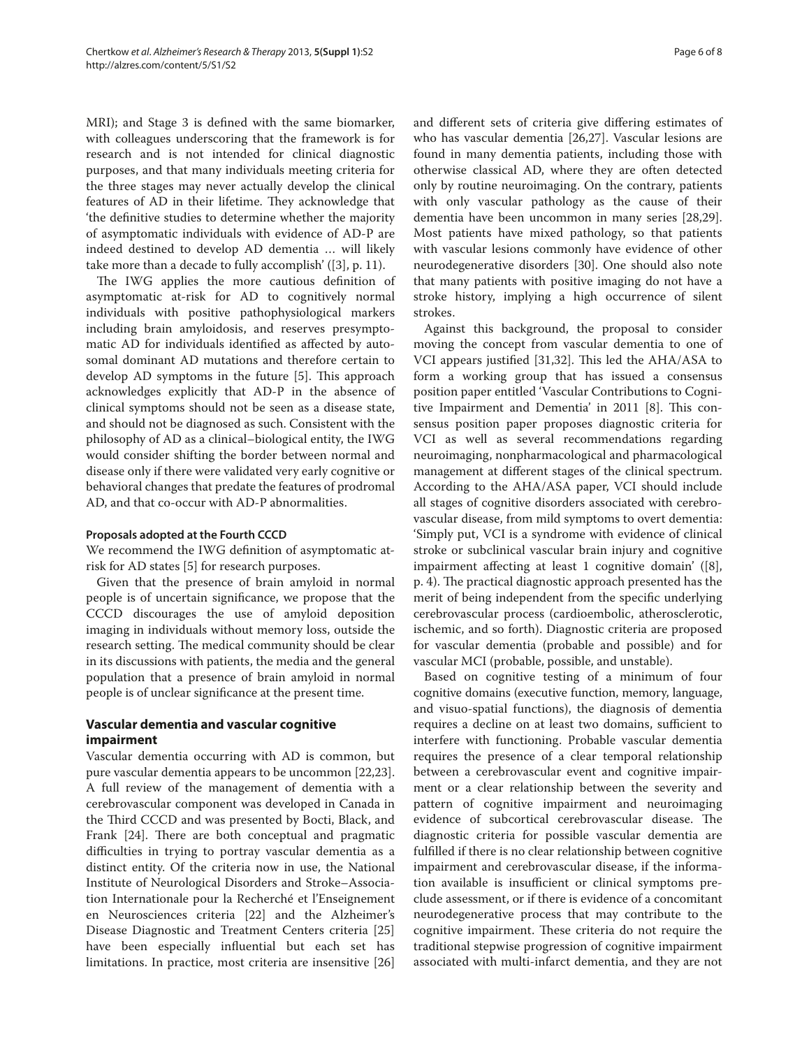MRI); and Stage 3 is defined with the same biomarker, with colleagues underscoring that the framework is for research and is not intended for clinical diagnostic purposes, and that many individuals meeting criteria for the three stages may never actually develop the clinical features of AD in their lifetime. They acknowledge that 'the definitive studies to determine whether the majority of asymptomatic individuals with evidence of AD-P are indeed destined to develop AD dementia … will likely take more than a decade to fully accomplish' ([3], p. 11).

The IWG applies the more cautious definition of asymptomatic at-risk for AD to cognitively normal individuals with positive pathophysiological markers including brain amyloidosis, and reserves presymptomatic AD for individuals identified as affected by autosomal dominant AD mutations and therefore certain to develop AD symptoms in the future [5]. This approach acknowledges explicitly that AD-P in the absence of clinical symptoms should not be seen as a disease state, and should not be diagnosed as such. Consistent with the philosophy of AD as a clinical–biological entity, the IWG would consider shifting the border between normal and disease only if there were validated very early cognitive or behavioral changes that predate the features of prodromal AD, and that co-occur with AD-P abnormalities.

#### Proposals adopted at the Fourth CCCD

We recommend the IWG definition of asymptomatic at-risk for AD states [5] for research purposes.

Given that the presence of brain amyloid in normal people is of uncertain significance, we propose that the CCCD discourages the use of amyloid deposition imaging in individuals without memory loss, outside the research setting. The medical community should be clear in its discussions with patients, the media and the general population that a presence of brain amyloid in normal people is of unclear significance at the present time.

### Vascular dementia and vascular cognitive impairment

Vascular dementia occurring with AD is common, but pure vascular dementia appears to be uncommon [22,23]. A full review of the management of dementia with a cerebrovascular component was developed in Canada in the Third CCCD and was presented by Bocti, Black, and Frank [24]. There are both conceptual and pragmatic difficulties in trying to portray vascular dementia as a distinct entity. Of the criteria now in use, the National Institute of Neurological Disorders and Stroke–Association Internationale pour la Recherché et l'Enseignement en Neurosciences criteria [22] and the Alzheimer's Disease Diagnostic and Treatment Centers criteria [25] have been especially influential but each set has limitations. In practice, most criteria are insensitive [26] and different sets of criteria give differing estimates of who has vascular dementia [26,27]. Vascular lesions are found in many dementia patients, including those with otherwise classical AD, where they are often detected only by routine neuroimaging. On the contrary, patients with only vascular pathology as the cause of their dementia have been uncommon in many series [28,29]. Most patients have mixed pathology, so that patients with vascular lesions commonly have evidence of other neurodegenerative disorders [30]. One should also note that many patients with positive imaging do not have a stroke history, implying a high occurrence of silent strokes.

Against this background, the proposal to consider moving the concept from vascular dementia to one of VCI appears justified [31,32]. This led the AHA/ASA to form a working group that has issued a consensus position paper entitled 'Vascular Contributions to Cognitive Impairment and Dementia' in 2011 [8]. This consensus position paper proposes diagnostic criteria for VCI as well as several recommendations regarding neuroimaging, nonpharmacological and pharmacological management at different stages of the clinical spectrum. According to the AHA/ASA paper, VCI should include all stages of cognitive disorders associated with cerebrovascular disease, from mild symptoms to overt dementia: 'Simply put, VCI is a syndrome with evidence of clinical stroke or subclinical vascular brain injury and cognitive impairment affecting at least 1 cognitive domain' ([8], p. 4). The practical diagnostic approach presented has the merit of being independent from the specific underlying cerebrovascular process (cardioembolic, atherosclerotic, ischemic, and so forth). Diagnostic criteria are proposed for vascular dementia (probable and possible) and for vascular MCI (probable, possible, and unstable).

Based on cognitive testing of a minimum of four cognitive domains (executive function, memory, language, and visuo-spatial functions), the diagnosis of dementia requires a decline on at least two domains, sufficient to interfere with functioning. Probable vascular dementia requires the presence of a clear temporal relationship between a cerebrovascular event and cognitive impairment or a clear relationship between the severity and pattern of cognitive impairment and neuroimaging evidence of subcortical cerebrovascular disease. The diagnostic criteria for possible vascular dementia are fulfilled if there is no clear relationship between cognitive impairment and cerebrovascular disease, if the information available is insufficient or clinical symptoms preclude assessment, or if there is evidence of a concomitant neurodegenerative process that may contribute to the cognitive impairment. These criteria do not require the traditional stepwise progression of cognitive impairment associated with multi-infarct dementia, and they are not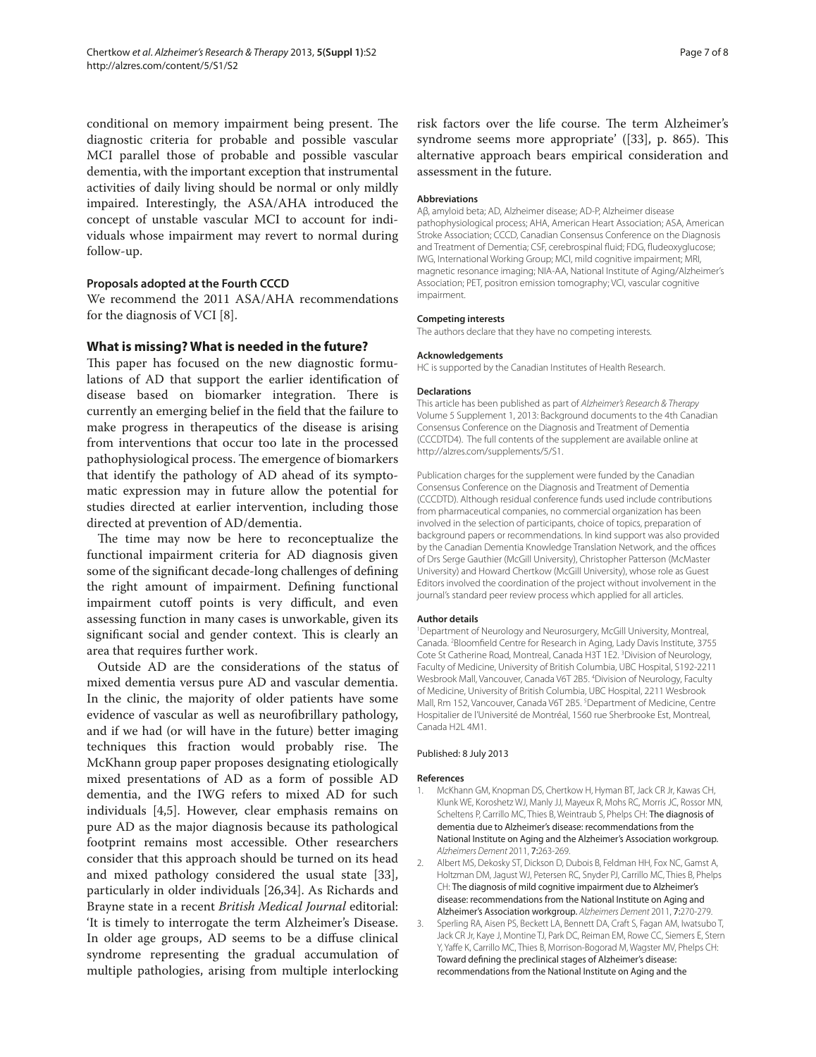conditional on memory impairment being present. The diagnostic criteria for probable and possible vascular MCI parallel those of probable and possible vascular dementia, with the important exception that instrumental activities of daily living should be normal or only mildly impaired. Interestingly, the ASA/AHA introduced the concept of unstable vascular MCI to account for individuals whose impairment may revert to normal during follow-up.

#### Proposals adopted at the Fourth CCCD

We recommend the 2011 ASA/AHA recommendations for the diagnosis of VCI [8].

### What is missing? What is needed in the future?

This paper has focused on the new diagnostic formulations of AD that support the earlier identification of disease based on biomarker integration. There is currently an emerging belief in the field that the failure to make progress in therapeutics of the disease is arising from interventions that occur too late in the processed pathophysiological process. The emergence of biomarkers that identify the pathology of AD ahead of its symptomatic expression may in future allow the potential for studies directed at earlier intervention, including those directed at prevention of AD/dementia.

The time may now be here to reconceptualize the functional impairment criteria for AD diagnosis given some of the significant decade-long challenges of defining the right amount of impairment. Defining functional impairment cutoff points is very difficult, and even assessing function in many cases is unworkable, given its significant social and gender context. This is clearly an area that requires further work.

Outside AD are the considerations of the status of mixed dementia versus pure AD and vascular dementia. In the clinic, the majority of older patients have some evidence of vascular as well as neurofibrillary pathology, and if we had (or will have in the future) better imaging techniques this fraction would probably rise. The McKhann group paper proposes designating etiologically mixed presentations of AD as a form of possible AD dementia, and the IWG refers to mixed AD for such individuals [4,5]. However, clear emphasis remains on pure AD as the major diagnosis because its pathological footprint remains most accessible. Other researchers consider that this approach should be turned on its head and mixed pathology considered the usual state [33], particularly in older individuals [26,34]. As Richards and Brayne state in a recent *British Medical Journal* editorial: 'It is timely to interrogate the term Alzheimer's Disease. In older age groups, AD seems to be a diffuse clinical syndrome representing the gradual accumulation of multiple pathologies, arising from multiple interlocking risk factors over the life course. The term Alzheimer's syndrome seems more appropriate' ([33], p. 865). This alternative approach bears empirical consideration and assessment in the future.

#### Abbreviations

Aβ, amyloid beta; AD, Alzheimer disease; AD-P, Alzheimer disease pathophysiological process; AHA, American Heart Association; ASA, American Stroke Association; CCCD, Canadian Consensus Conference on the Diagnosis and Treatment of Dementia; CSF, cerebrospinal fluid; FDG, fludeoxyglucose; IWG, International Working Group; MCI, mild cognitive impairment; MRI, magnetic resonance imaging; NIA-AA, National Institute of Aging/Alzheimer's Association; PET, positron emission tomography; VCI, vascular cognitive impairment.

#### Competing interests

The authors declare that they have no competing interests.

#### Acknowledgements

HC is supported by the Canadian Institutes of Health Research.

#### Declarations

This article has been published as part of *Alzheimer's Research & Therapy* Volume 5 Supplement 1, 2013: Background documents to the 4th Canadian Consensus Conference on the Diagnosis and Treatment of Dementia (CCCDTD4). The full contents of the supplement are available online at http://alzres.com/supplements/5/S1.

Publication charges for the supplement were funded by the Canadian Consensus Conference on the Diagnosis and Treatment of Dementia (CCCDTD). Although residual conference funds used include contributions from pharmaceutical companies, no commercial organization has been involved in the selection of participants, choice of topics, preparation of background papers or recommendations. In kind support was also provided by the Canadian Dementia Knowledge Translation Network, and the offices of Drs Serge Gauthier (McGill University), Christopher Patterson (McMaster University) and Howard Chertkow (McGill University), whose role as Guest Editors involved the coordination of the project without involvement in the journal's standard peer review process which applied for all articles.

#### Author details

[1]Department of Neurology and Neurosurgery, McGill University, Montreal, Canada. [2]Bloomfield Centre for Research in Aging, Lady Davis Institute, 3755 Cote St Catherine Road, Montreal, Canada H3T 1E2. [3]Division of Neurology, Faculty of Medicine, University of British Columbia, UBC Hospital, S192-2211 Wesbrook Mall, Vancouver, Canada V6T 2B5. [4]Division of Neurology, Faculty of Medicine, University of British Columbia, UBC Hospital, 2211 Wesbrook Mall, Rm 152, Vancouver, Canada V6T 2B5. [5]Department of Medicine, Centre Hospitalier de l'Université de Montréal, 1560 rue Sherbrooke Est, Montreal, Canada H2L 4M1.

Published: 8 July 2013

#### References

1. McKhann GM, Knopman DS, Chertkow H, Hyman BT, Jack CR Jr, Kawas CH, Klunk WE, Koroshetz WJ, Manly JJ, Mayeux R, Mohs RC, Morris JC, Rossor MN, Scheltens P, Carrillo MC, Thies B, Weintraub S, Phelps CH: **The diagnosis of dementia due to Alzheimer's disease: recommendations from the National Institute on Aging and the Alzheimer's Association workgroup.** *Alzheimers Dement* 2011, **7**:263-269.
2. Albert MS, Dekosky ST, Dickson D, Dubois B, Feldman HH, Fox NC, Gamst A, Holtzman DM, Jagust WJ, Petersen RC, Snyder PJ, Carrillo MC, Thies B, Phelps CH: **The diagnosis of mild cognitive impairment due to Alzheimer's disease: recommendations from the National Institute on Aging and Alzheimer's Association workgroup.** *Alzheimers Dement* 2011, **7**:270-279.
3. Sperling RA, Aisen PS, Beckett LA, Bennett DA, Craft S, Fagan AM, Iwatsubo T, Jack CR Jr, Kaye J, Montine TJ, Park DC, Reiman EM, Rowe CC, Siemers E, Stern Y, Yaffe K, Carrillo MC, Thies B, Morrison-Bogorad M, Wagster MV, Phelps CH: **Toward defining the preclinical stages of Alzheimer's disease: recommendations from the National Institute on Aging and the**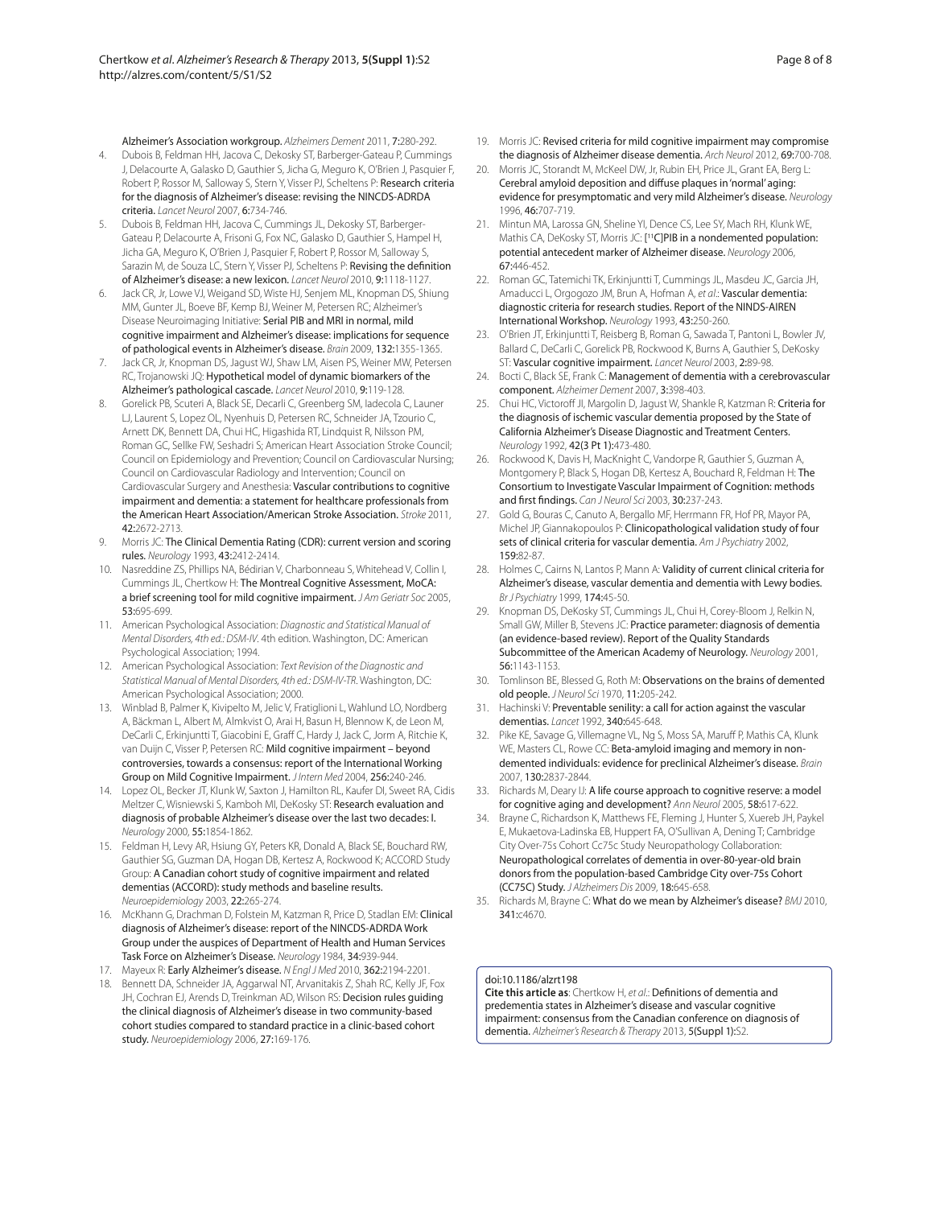Alzheimer's Association workgroup. *Alzheimers Dement* 2011, **7**:280-292.

4. Dubois B, Feldman HH, Jacova C, Dekosky ST, Barberger-Gateau P, Cummings J, Delacourte A, Galasko D, Gauthier S, Jicha G, Meguro K, O'Brien J, Pasquier F, Robert P, Rossor M, Salloway S, Stern Y, Visser PJ, Scheltens P: Research criteria for the diagnosis of Alzheimer's disease: revising the NINCDS-ADRDA criteria. *Lancet Neurol* 2007, **6**:734-746.
5. Dubois B, Feldman HH, Jacova C, Cummings JL, Dekosky ST, Barberger-Gateau P, Delacourte A, Frisoni G, Fox NC, Galasko D, Gauthier S, Hampel H, Jicha GA, Meguro K, O'Brien J, Pasquier F, Robert P, Rossor M, Salloway S, Sarazin M, de Souza LC, Stern Y, Visser PJ, Scheltens P: Revising the definition of Alzheimer's disease: a new lexicon. *Lancet Neurol* 2010, **9**:1118-1127.
6. Jack CR, Jr, Lowe VJ, Weigand SD, Wiste HJ, Senjem ML, Knopman DS, Shiung MM, Gunter JL, Boeve BF, Kemp BJ, Weiner M, Petersen RC; Alzheimer's Disease Neuroimaging Initiative: Serial PIB and MRI in normal, mild cognitive impairment and Alzheimer's disease: implications for sequence of pathological events in Alzheimer's disease. *Brain* 2009, **132**:1355-1365.
7. Jack CR, Jr, Knopman DS, Jagust WJ, Shaw LM, Aisen PS, Weiner MW, Petersen RC, Trojanowski JQ: Hypothetical model of dynamic biomarkers of the Alzheimer's pathological cascade. *Lancet Neurol* 2010, **9**:119-128.
8. Gorelick PB, Scuteri A, Black SE, Decarli C, Greenberg SM, Iadecola C, Launer LJ, Laurent S, Lopez OL, Nyenhuis D, Petersen RC, Schneider JA, Tzourio C, Arnett DK, Bennett DA, Chui HC, Higashida RT, Lindquist R, Nilsson PM, Roman GC, Sellke FW, Seshadri S; American Heart Association Stroke Council; Council on Epidemiology and Prevention; Council on Cardiovascular Nursing; Council on Cardiovascular Radiology and Intervention; Council on Cardiovascular Surgery and Anesthesia: Vascular contributions to cognitive impairment and dementia: a statement for healthcare professionals from the American Heart Association/American Stroke Association. *Stroke* 2011, **42**:2672-2713.
9. Morris JC: The Clinical Dementia Rating (CDR): current version and scoring rules. *Neurology* 1993, **43**:2412-2414.
10. Nasreddine ZS, Phillips NA, Bédirian V, Charbonneau S, Whitehead V, Collin I, Cummings JL, Chertkow H: The Montreal Cognitive Assessment, MoCA: a brief screening tool for mild cognitive impairment. *J Am Geriatr Soc* 2005, **53**:695-699.
11. American Psychological Association: *Diagnostic and Statistical Manual of Mental Disorders, 4th ed.: DSM-IV*. 4th edition. Washington, DC: American Psychological Association; 1994.
12. American Psychological Association: *Text Revision of the Diagnostic and Statistical Manual of Mental Disorders, 4th ed.: DSM-IV-TR*. Washington, DC: American Psychological Association; 2000.
13. Winblad B, Palmer K, Kivipelto M, Jelic V, Fratiglioni L, Wahlund LO, Nordberg A, Bäckman L, Albert M, Almkvist O, Arai H, Basun H, Blennow K, de Leon M, DeCarli C, Erkinjuntti T, Giacobini E, Graff C, Hardy J, Jack C, Jorm A, Ritchie K, van Duijn C, Visser P, Petersen RC: Mild cognitive impairment – beyond controversies, towards a consensus: report of the International Working Group on Mild Cognitive Impairment. *J Intern Med* 2004, **256**:240-246.
14. Lopez OL, Becker JT, Klunk W, Saxton J, Hamilton RL, Kaufer DI, Sweet RA, Cidis Meltzer C, Wisniewski S, Kamboh MI, DeKosky ST: Research evaluation and diagnosis of probable Alzheimer's disease over the last two decades: I. *Neurology* 2000, **55**:1854-1862.
15. Feldman H, Levy AR, Hsiung GY, Peters KR, Donald A, Black SE, Bouchard RW, Gauthier SG, Guzman DA, Hogan DB, Kertesz A, Rockwood K; ACCORD Study Group: A Canadian cohort study of cognitive impairment and related dementias (ACCORD): study methods and baseline results. *Neuroepidemiology* 2003, **22**:265-274.
16. McKhann G, Drachman D, Folstein M, Katzman R, Price D, Stadlan EM: Clinical diagnosis of Alzheimer's disease: report of the NINCDS-ADRDA Work Group under the auspices of Department of Health and Human Services Task Force on Alzheimer's Disease. *Neurology* 1984, **34**:939-944.
17. Mayeux R: Early Alzheimer's disease. *N Engl J Med* 2010, **362**:2194-2201.
18. Bennett DA, Schneider JA, Aggarwal NT, Arvanitakis Z, Shah RC, Kelly JF, Fox JH, Cochran EJ, Arends D, Treinkman AD, Wilson RS: Decision rules guiding the clinical diagnosis of Alzheimer's disease in two community-based cohort studies compared to standard practice in a clinic-based cohort study. *Neuroepidemiology* 2006, **27**:169-176.
19. Morris JC: Revised criteria for mild cognitive impairment may compromise the diagnosis of Alzheimer disease dementia. *Arch Neurol* 2012, **69**:700-708.
20. Morris JC, Storandt M, McKeel DW, Jr, Rubin EH, Price JL, Grant EA, Berg L: Cerebral amyloid deposition and diffuse plaques in 'normal' aging: evidence for presymptomatic and very mild Alzheimer's disease. *Neurology* 1996, **46**:707-719.
21. Mintun MA, Larossa GN, Sheline YI, Dence CS, Lee SY, Mach RH, Klunk WE, Mathis CA, DeKosky ST, Morris JC: [$^{11}$C]PIB in a nondemented population: potential antecedent marker of Alzheimer disease. *Neurology* 2006, **67**:446-452.
22. Roman GC, Tatemichi TK, Erkinjuntti T, Cummings JL, Masdeu JC, Garcia JH, Amaducci L, Orgogozo JM, Brun A, Hofman A, *et al*.: Vascular dementia: diagnostic criteria for research studies. Report of the NINDS-AIREN International Workshop. *Neurology* 1993, **43**:250-260.
23. O'Brien JT, Erkinjuntti T, Reisberg B, Roman G, Sawada T, Pantoni L, Bowler JV, Ballard C, DeCarli C, Gorelick PB, Rockwood K, Burns A, Gauthier S, DeKosky ST: Vascular cognitive impairment. *Lancet Neurol* 2003, **2**:89-98.
24. Bocti C, Black SE, Frank C: Management of dementia with a cerebrovascular component. *Alzheimer Dement* 2007, **3**:398-403.
25. Chui HC, Victoroff JI, Margolin D, Jagust W, Shankle R, Katzman R: Criteria for the diagnosis of ischemic vascular dementia proposed by the State of California Alzheimer's Disease Diagnostic and Treatment Centers. *Neurology* 1992, **42(3 Pt 1)**:473-480.
26. Rockwood K, Davis H, MacKnight C, Vandorpe R, Gauthier S, Guzman A, Montgomery P, Black S, Hogan DB, Kertesz A, Bouchard R, Feldman H: The Consortium to Investigate Vascular Impairment of Cognition: methods and first findings. *Can J Neurol Sci* 2003, **30**:237-243.
27. Gold G, Bouras C, Canuto A, Bergallo MF, Herrmann FR, Hof PR, Mayor PA, Michel JP, Giannakopoulos P: Clinicopathological validation study of four sets of clinical criteria for vascular dementia. *Am J Psychiatry* 2002, **159**:82-87.
28. Holmes C, Cairns N, Lantos P, Mann A: Validity of current clinical criteria for Alzheimer's disease, vascular dementia and dementia with Lewy bodies. *Br J Psychiatry* 1999, **174**:45-50.
29. Knopman DS, DeKosky ST, Cummings JL, Chui H, Corey-Bloom J, Relkin N, Small GW, Miller B, Stevens JC: Practice parameter: diagnosis of dementia (an evidence-based review). Report of the Quality Standards Subcommittee of the American Academy of Neurology. *Neurology* 2001, **56**:1143-1153.
30. Tomlinson BE, Blessed G, Roth M: Observations on the brains of demented old people. *J Neurol Sci* 1970, **11**:205-242.
31. Hachinski V: Preventable senility: a call for action against the vascular dementias. *Lancet* 1992, **340**:645-648.
32. Pike KE, Savage G, Villemagne VL, Ng S, Moss SA, Maruff P, Mathis CA, Klunk WE, Masters CL, Rowe CC: Beta-amyloid imaging and memory in non-demented individuals: evidence for preclinical Alzheimer's disease. *Brain* 2007, **130**:2837-2844.
33. Richards M, Deary IJ: A life course approach to cognitive reserve: a model for cognitive aging and development? *Ann Neurol* 2005, **58**:617-622.
34. Brayne C, Richardson K, Matthews FE, Fleming J, Hunter S, Xuereb JH, Paykel E, Mukaetova-Ladinska EB, Huppert FA, O'Sullivan A, Dening T; Cambridge City Over-75s Cohort Cc75c Study Neuropathology Collaboration: Neuropathological correlates of dementia in over-80-year-old brain donors from the population-based Cambridge City over-75s Cohort (CC75C) Study. *J Alzheimers Dis* 2009, **18**:645-658.
35. Richards M, Brayne C: What do we mean by Alzheimer's disease? *BMJ* 2010, **341**:c4670.

doi:10.1186/alzrt198

**Cite this article as**: Chertkow H, *et al*.: Definitions of dementia and predementia states in Alzheimer's disease and vascular cognitive impairment: consensus from the Canadian conference on diagnosis of dementia. *Alzheimer's Research & Therapy* 2013, **5(Suppl 1)**:S2.